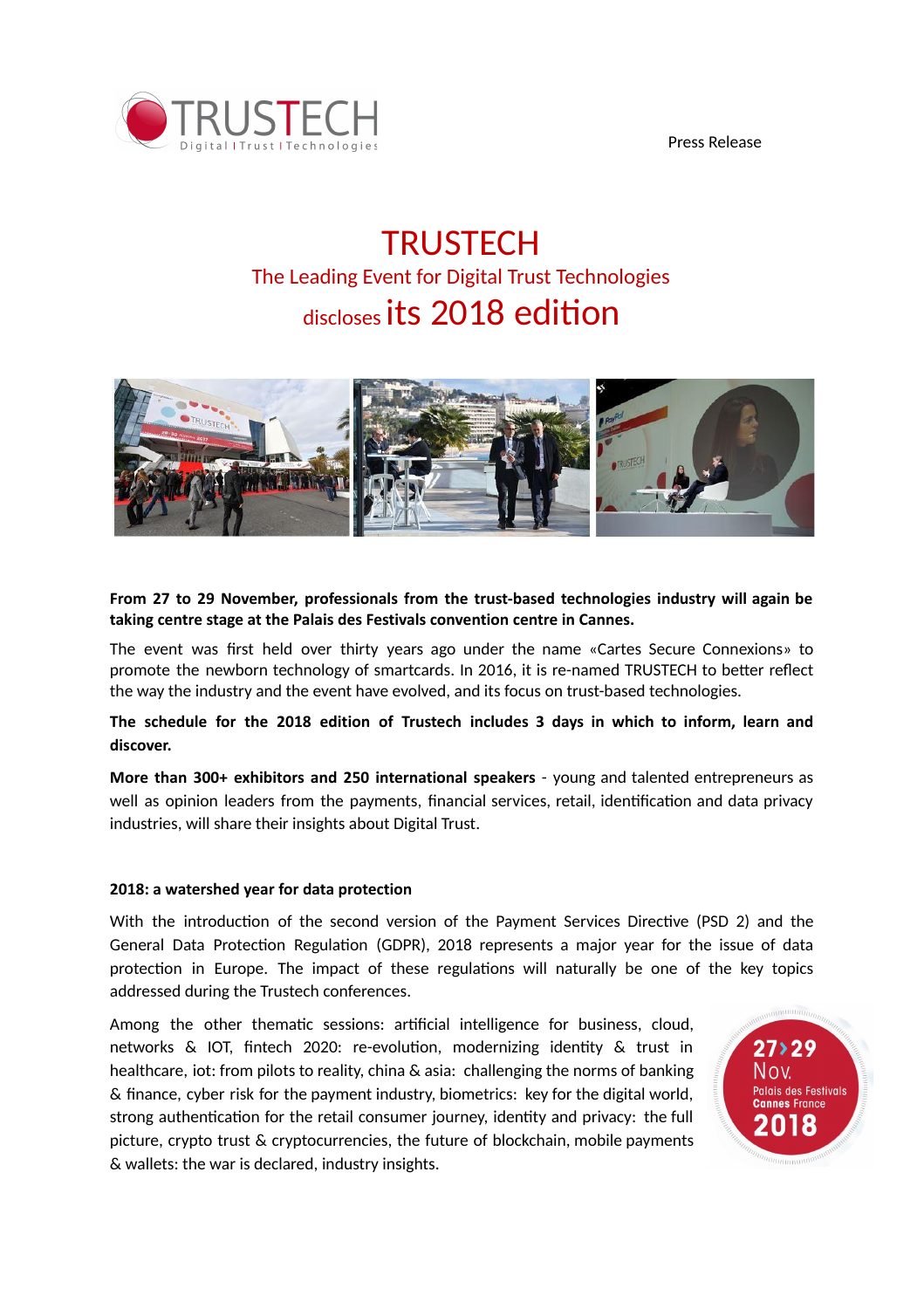Press Release

# TRUSTECH

## The Leading Event for Digital Trust Technologies

## discloses its 2018 edition

**From 27 to 29 November, professionals from the trust-based technologies industry will again be taking centre stage at the Palais des Festivals convention centre in Cannes.**

The event was first held over thirty years ago under the name «Cartes Secure Connexions» to promote the newborn technology of smartcards. In 2016, it is re-named TRUSTECH to better reflect the way the industry and the event have evolved, and its focus on trust-based technologies.

**The schedule for the 2018 edition of Trustech includes 3 days in which to inform, learn and discover.**

**More than 300+ exhibitors and 250 international speakers** - young and talented entrepreneurs as well as opinion leaders from the payments, financial services, retail, identification and data privacy industries, will share their insights about Digital Trust.

**2018: a watershed year for data protection**

With the introduction of the second version of the Payment Services Directive (PSD 2) and the General Data Protection Regulation (GDPR), 2018 represents a major year for the issue of data protection in Europe. The impact of these regulations will naturally be one of the key topics addressed during the Trustech conferences.

Among the other thematic sessions: artificial intelligence for business, cloud, networks & IOT, fintech 2020: re-evolution, modernizing identity & trust in healthcare, iot: from pilots to reality, china & asia: challenging the norms of banking & finance, cyber risk for the payment industry, biometrics: key for the digital world, strong authentication for the retail consumer journey, identity and privacy: the full picture, crypto trust & cryptocurrencies, the future of blockchain, mobile payments & wallets: the war is declared, industry insights.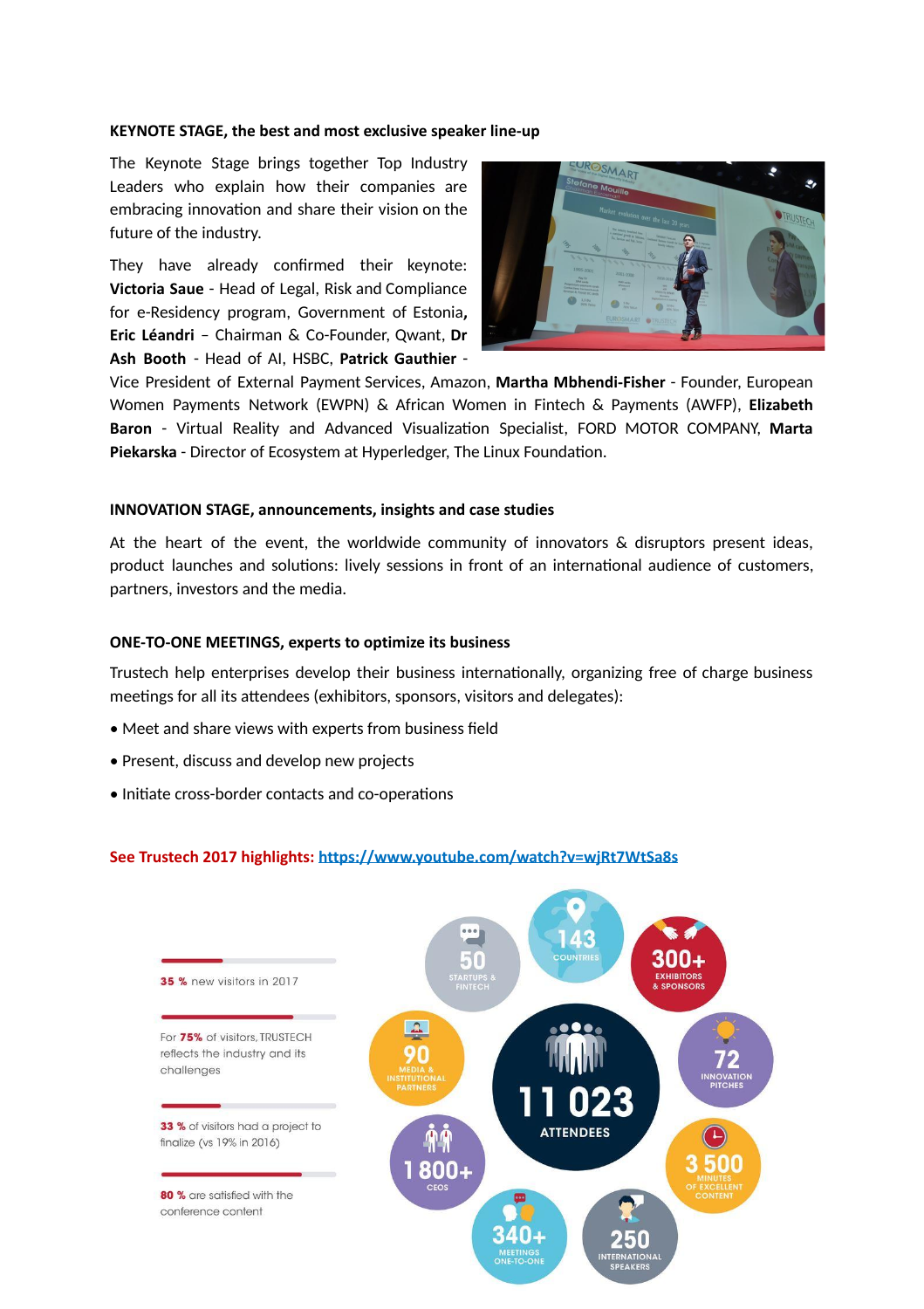**KEYNOTE STAGE, the best and most exclusive speaker line-up**

The Keynote Stage brings together Top Industry Leaders who explain how their companies are embracing innovation and share their vision on the future of the industry.

They have already confirmed their keynote: **Victoria Saue** - Head of Legal, Risk and Compliance for e-Residency program, Government of Estonia**,** **Eric Léandri** – Chairman & Co-Founder, Qwant, **Dr Ash Booth** - Head of AI, HSBC, **Patrick Gauthier** - Vice President of External Payment Services, Amazon, **Martha Mbhendi-Fisher** - Founder, European Women Payments Network (EWPN) & African Women in Fintech & Payments (AWFP), **Elizabeth Baron** - Virtual Reality and Advanced Visualization Specialist, FORD MOTOR COMPANY, **Marta Piekarska** - Director of Ecosystem at Hyperledger, The Linux Foundation.

**INNOVATION STAGE, announcements, insights and case studies**

At the heart of the event, the worldwide community of innovators & disruptors present ideas, product launches and solutions: lively sessions in front of an international audience of customers, partners, investors and the media.

**ONE-TO-ONE MEETINGS, experts to optimize its business**

Trustech help enterprises develop their business internationally, organizing free of charge business meetings for all its attendees (exhibitors, sponsors, visitors and delegates):

- Meet and share views with experts from business field
- Present, discuss and develop new projects
- Initiate cross-border contacts and co-operations

**See Trustech 2017 highlights: https://www.youtube.com/watch?v=wjRt7WtSa8s**

**35 %** new visitors in 2017

For **75%** of visitors, TRUSTECH reflects the industry and its challenges

**33 %** of visitors had a project to finalize (vs 19% in 2016)

**80 %** are satisfied with the conference content

- 50 STARTUPS & FINTECH
- 143 COUNTRIES
- 300+ EXHIBITORS & SPONSORS
- 90 MEDIA & INSTITUTIONAL PARTNERS
- 11 023 ATTENDEES
- 72 INNOVATION PITCHES
- 1 800+ CEOS
- 3 500 MINUTES OF EXCELLENT CONTENT
- 340+ MEETINGS ONE-TO-ONE
- 250 INTERNATIONAL SPEAKERS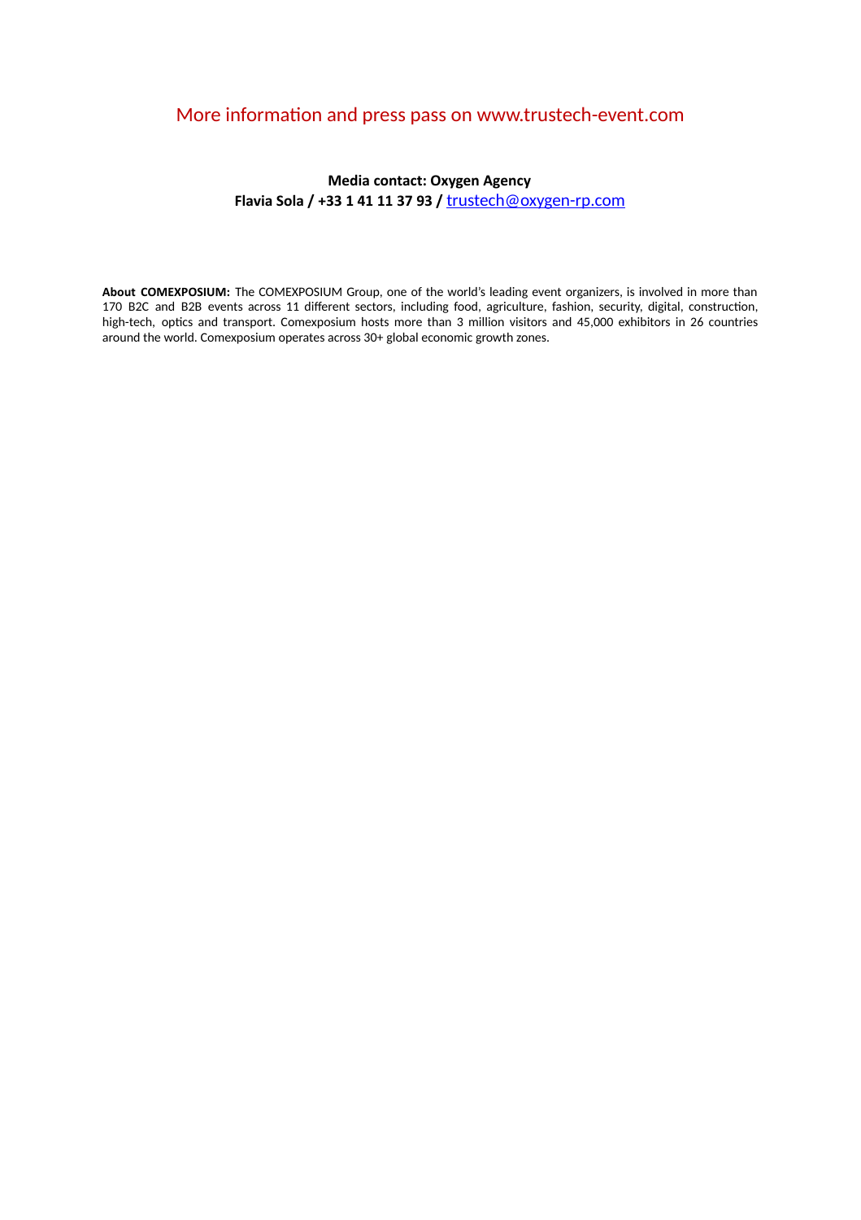More information and press pass on www.trustech-event.com

**Media contact: Oxygen Agency**
**Flavia Sola / +33 1 41 11 37 93 /** trustech@oxygen-rp.com

**About COMEXPOSIUM:** The COMEXPOSIUM Group, one of the world's leading event organizers, is involved in more than 170 B2C and B2B events across 11 different sectors, including food, agriculture, fashion, security, digital, construction, high-tech, optics and transport. Comexposium hosts more than 3 million visitors and 45,000 exhibitors in 26 countries around the world. Comexposium operates across 30+ global economic growth zones.